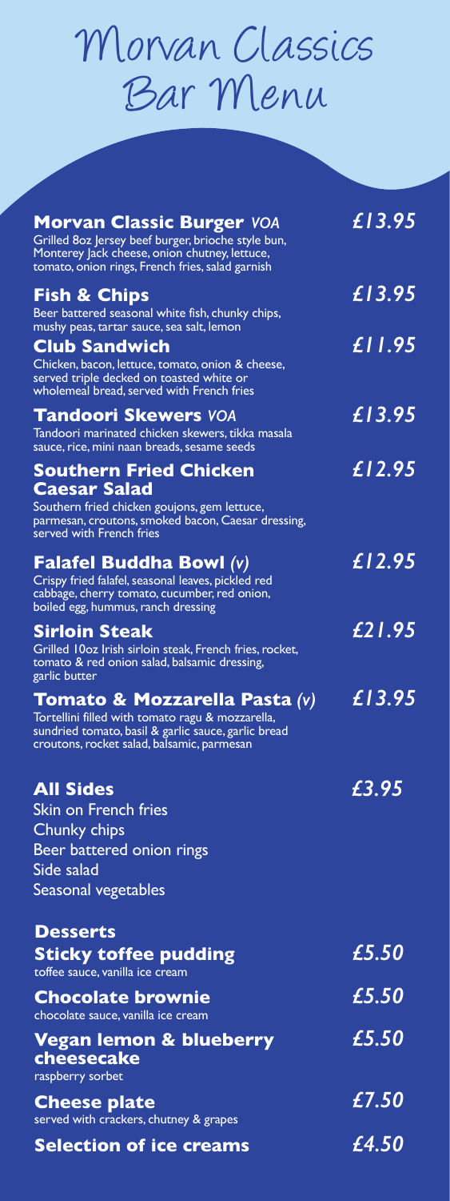# Morvan Classics Bar Menu

**Morvan Classic Burger** *VOA* — *£13.95*
Grilled 8oz Jersey beef burger, brioche style bun, Monterey Jack cheese, onion chutney, lettuce, tomato, onion rings, French fries, salad garnish

**Fish & Chips** — *£13.95*
Beer battered seasonal white fish, chunky chips, mushy peas, tartar sauce, sea salt, lemon

**Club Sandwich** — *£11.95*
Chicken, bacon, lettuce, tomato, onion & cheese, served triple decked on toasted white or wholemeal bread, served with French fries

**Tandoori Skewers** *VOA* — *£13.95*
Tandoori marinated chicken skewers, tikka masala sauce, rice, mini naan breads, sesame seeds

**Southern Fried Chicken Caesar Salad** — *£12.95*
Southern fried chicken goujons, gem lettuce, parmesan, croutons, smoked bacon, Caesar dressing, served with French fries

**Falafel Buddha Bowl** *(v)* — *£12.95*
Crispy fried falafel, seasonal leaves, pickled red cabbage, cherry tomato, cucumber, red onion, boiled egg, hummus, ranch dressing

**Sirloin Steak** — *£21.95*
Grilled 10oz Irish sirloin steak, French fries, rocket, tomato & red onion salad, balsamic dressing, garlic butter

**Tomato & Mozzarella Pasta** *(v)* — *£13.95*
Tortellini filled with tomato ragu & mozzarella, sundried tomato, basil & garlic sauce, garlic bread croutons, rocket salad, balsamic, parmesan

## All Sides — *£3.95*

- Skin on French fries
- Chunky chips
- Beer battered onion rings
- Side salad
- Seasonal vegetables

## Desserts

**Sticky toffee pudding** — *£5.50*
toffee sauce, vanilla ice cream

**Chocolate brownie** — *£5.50*
chocolate sauce, vanilla ice cream

**Vegan lemon & blueberry cheesecake** — *£5.50*
raspberry sorbet

**Cheese plate** — *£7.50*
served with crackers, chutney & grapes

**Selection of ice creams** — *£4.50*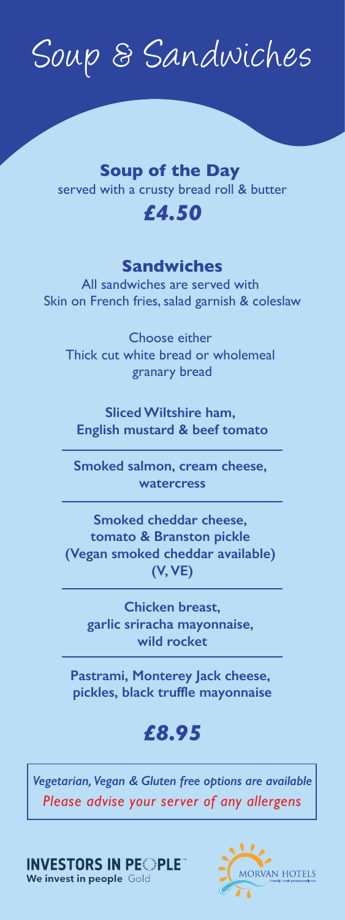# Soup & Sandwiches

## Soup of the Day

served with a crusty bread roll & butter

***£4.50***

## Sandwiches

All sandwiches are served with
Skin on French fries, salad garnish & coleslaw

Choose either
Thick cut white bread or wholemeal granary bread

**Sliced Wiltshire ham, English mustard & beef tomato**

---

**Smoked salmon, cream cheese, watercress**

---

**Smoked cheddar cheese, tomato & Branston pickle (Vegan smoked cheddar available) (V, VE)**

---

**Chicken breast, garlic sriracha mayonnaise, wild rocket**

---

**Pastrami, Monterey Jack cheese, pickles, black truffle mayonnaise**

***£8.95***

*Vegetarian, Vegan & Gluten free options are available*
*Please advise your server of any allergens*

INVESTORS IN PEOPLE™
We invest in people Gold

MORVAN HOTELS